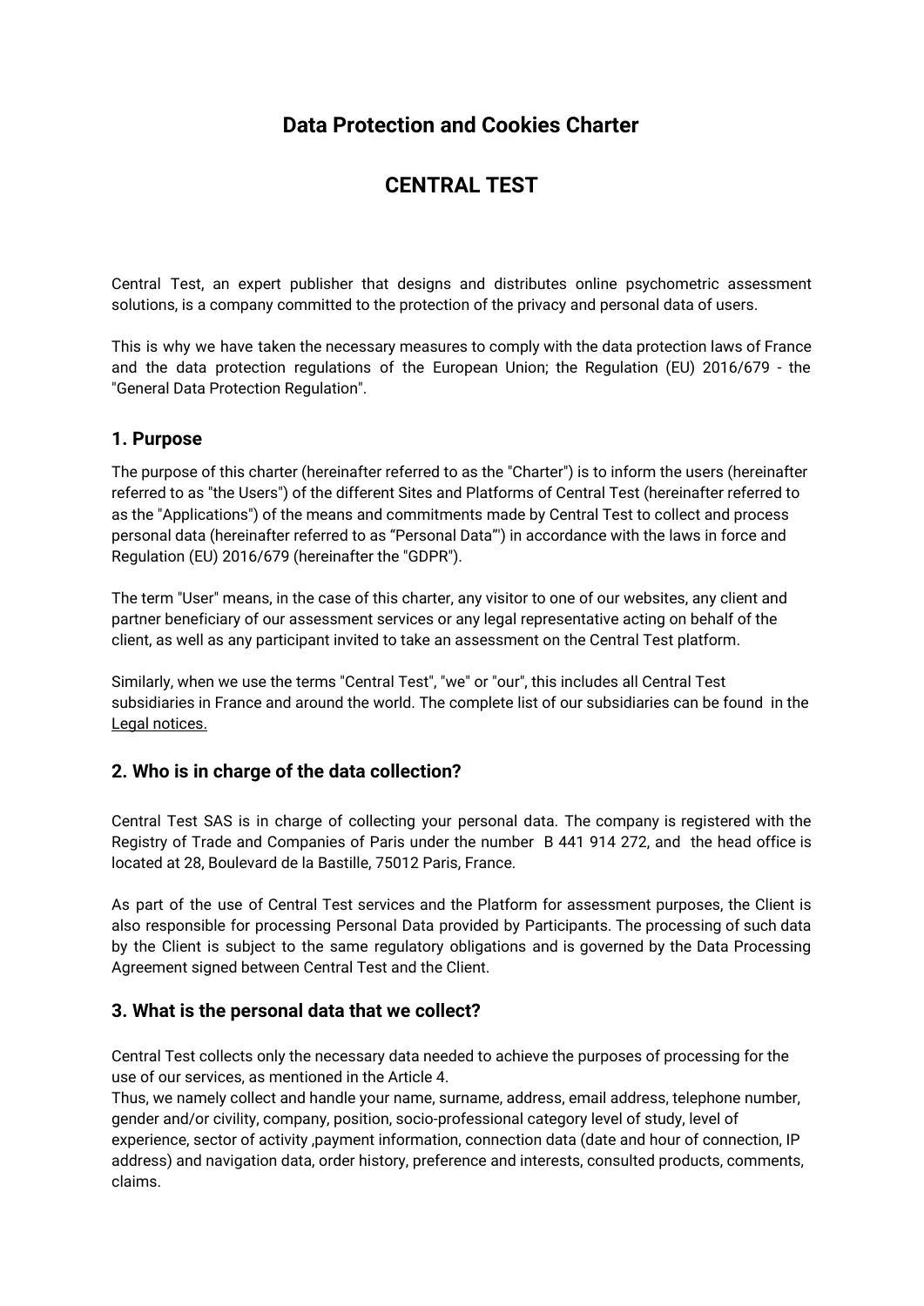# Data Protection and Cookies Charter

# CENTRAL TEST

Central Test, an expert publisher that designs and distributes online psychometric assessment solutions, is a company committed to the protection of the privacy and personal data of users.

This is why we have taken the necessary measures to comply with the data protection laws of France and the data protection regulations of the European Union; the Regulation (EU) 2016/679 - the "General Data Protection Regulation".

## 1. Purpose

The purpose of this charter (hereinafter referred to as the "Charter") is to inform the users (hereinafter referred to as "the Users") of the different Sites and Platforms of Central Test (hereinafter referred to as the "Applications") of the means and commitments made by Central Test to collect and process personal data (hereinafter referred to as "Personal Data"') in accordance with the laws in force and Regulation (EU) 2016/679 (hereinafter the "GDPR").

The term "User" means, in the case of this charter, any visitor to one of our websites, any client and partner beneficiary of our assessment services or any legal representative acting on behalf of the client, as well as any participant invited to take an assessment on the Central Test platform.

Similarly, when we use the terms "Central Test", "we" or "our", this includes all Central Test subsidiaries in France and around the world. The complete list of our subsidiaries can be found in the Legal notices.

## 2. Who is in charge of the data collection?

Central Test SAS is in charge of collecting your personal data. The company is registered with the Registry of Trade and Companies of Paris under the number B 441 914 272, and the head office is located at 28, Boulevard de la Bastille, 75012 Paris, France.

As part of the use of Central Test services and the Platform for assessment purposes, the Client is also responsible for processing Personal Data provided by Participants. The processing of such data by the Client is subject to the same regulatory obligations and is governed by the Data Processing Agreement signed between Central Test and the Client.

## 3. What is the personal data that we collect?

Central Test collects only the necessary data needed to achieve the purposes of processing for the use of our services, as mentioned in the Article 4.
Thus, we namely collect and handle your name, surname, address, email address, telephone number, gender and/or civility, company, position, socio-professional category level of study, level of experience, sector of activity ,payment information, connection data (date and hour of connection, IP address) and navigation data, order history, preference and interests, consulted products, comments, claims.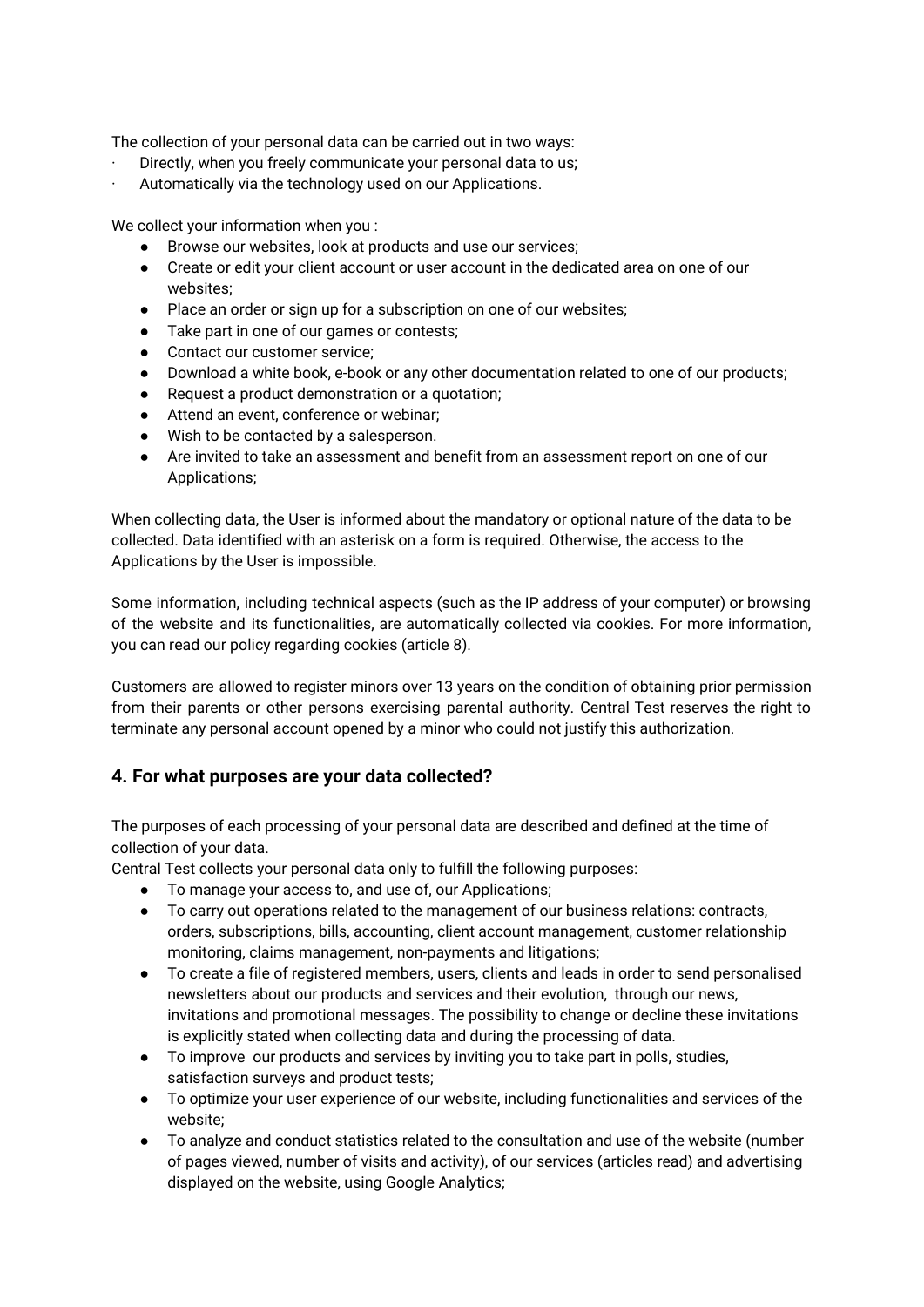The collection of your personal data can be carried out in two ways:

- Directly, when you freely communicate your personal data to us;
- Automatically via the technology used on our Applications.

We collect your information when you :

- Browse our websites, look at products and use our services;
- Create or edit your client account or user account in the dedicated area on one of our websites;
- Place an order or sign up for a subscription on one of our websites;
- Take part in one of our games or contests;
- Contact our customer service;
- Download a white book, e-book or any other documentation related to one of our products;
- Request a product demonstration or a quotation;
- Attend an event, conference or webinar;
- Wish to be contacted by a salesperson.
- Are invited to take an assessment and benefit from an assessment report on one of our Applications;

When collecting data, the User is informed about the mandatory or optional nature of the data to be collected. Data identified with an asterisk on a form is required. Otherwise, the access to the Applications by the User is impossible.

Some information, including technical aspects (such as the IP address of your computer) or browsing of the website and its functionalities, are automatically collected via cookies. For more information, you can read our policy regarding cookies (article 8).

Customers are allowed to register minors over 13 years on the condition of obtaining prior permission from their parents or other persons exercising parental authority. Central Test reserves the right to terminate any personal account opened by a minor who could not justify this authorization.

## 4. For what purposes are your data collected?

The purposes of each processing of your personal data are described and defined at the time of collection of your data.

Central Test collects your personal data only to fulfill the following purposes:

- To manage your access to, and use of, our Applications;
- To carry out operations related to the management of our business relations: contracts, orders, subscriptions, bills, accounting, client account management, customer relationship monitoring, claims management, non-payments and litigations;
- To create a file of registered members, users, clients and leads in order to send personalised newsletters about our products and services and their evolution, through our news, invitations and promotional messages. The possibility to change or decline these invitations is explicitly stated when collecting data and during the processing of data.
- To improve our products and services by inviting you to take part in polls, studies, satisfaction surveys and product tests;
- To optimize your user experience of our website, including functionalities and services of the website;
- To analyze and conduct statistics related to the consultation and use of the website (number of pages viewed, number of visits and activity), of our services (articles read) and advertising displayed on the website, using Google Analytics;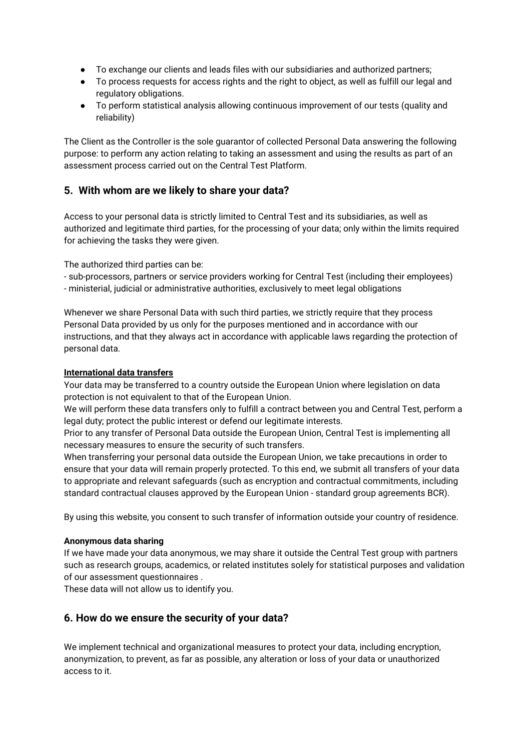- To exchange our clients and leads files with our subsidiaries and authorized partners;
- To process requests for access rights and the right to object, as well as fulfill our legal and regulatory obligations.
- To perform statistical analysis allowing continuous improvement of our tests (quality and reliability)

The Client as the Controller is the sole guarantor of collected Personal Data answering the following purpose: to perform any action relating to taking an assessment and using the results as part of an assessment process carried out on the Central Test Platform.

## 5. With whom are we likely to share your data?

Access to your personal data is strictly limited to Central Test and its subsidiaries, as well as authorized and legitimate third parties, for the processing of your data; only within the limits required for achieving the tasks they were given.

The authorized third parties can be:

- sub-processors, partners or service providers working for Central Test (including their employees)
- ministerial, judicial or administrative authorities, exclusively to meet legal obligations

Whenever we share Personal Data with such third parties, we strictly require that they process Personal Data provided by us only for the purposes mentioned and in accordance with our instructions, and that they always act in accordance with applicable laws regarding the protection of personal data.

**International data transfers**

Your data may be transferred to a country outside the European Union where legislation on data protection is not equivalent to that of the European Union.

We will perform these data transfers only to fulfill a contract between you and Central Test, perform a legal duty; protect the public interest or defend our legitimate interests.

Prior to any transfer of Personal Data outside the European Union, Central Test is implementing all necessary measures to ensure the security of such transfers.

When transferring your personal data outside the European Union, we take precautions in order to ensure that your data will remain properly protected. To this end, we submit all transfers of your data to appropriate and relevant safeguards (such as encryption and contractual commitments, including standard contractual clauses approved by the European Union - standard group agreements BCR).

By using this website, you consent to such transfer of information outside your country of residence.

**Anonymous data sharing**

If we have made your data anonymous, we may share it outside the Central Test group with partners such as research groups, academics, or related institutes solely for statistical purposes and validation of our assessment questionnaires .

These data will not allow us to identify you.

## 6. How do we ensure the security of your data?

We implement technical and organizational measures to protect your data, including encryption, anonymization, to prevent, as far as possible, any alteration or loss of your data or unauthorized access to it.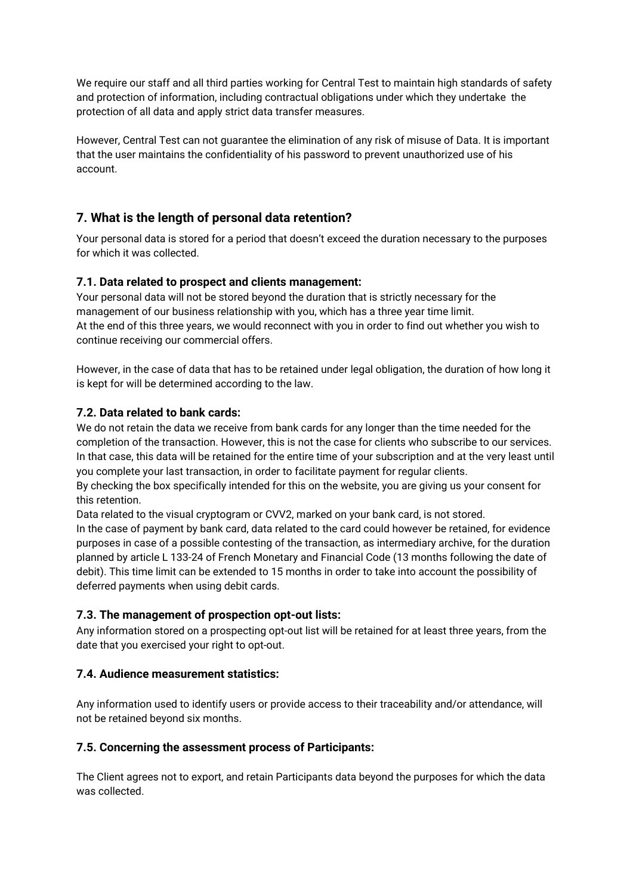We require our staff and all third parties working for Central Test to maintain high standards of safety and protection of information, including contractual obligations under which they undertake  the protection of all data and apply strict data transfer measures.

However, Central Test can not guarantee the elimination of any risk of misuse of Data. It is important that the user maintains the confidentiality of his password to prevent unauthorized use of his account.

## 7. What is the length of personal data retention?

Your personal data is stored for a period that doesn't exceed the duration necessary to the purposes for which it was collected.

### 7.1. Data related to prospect and clients management:

Your personal data will not be stored beyond the duration that is strictly necessary for the management of our business relationship with you, which has a three year time limit.
At the end of this three years, we would reconnect with you in order to find out whether you wish to continue receiving our commercial offers.

However, in the case of data that has to be retained under legal obligation, the duration of how long it is kept for will be determined according to the law.

### 7.2. Data related to bank cards:

We do not retain the data we receive from bank cards for any longer than the time needed for the completion of the transaction. However, this is not the case for clients who subscribe to our services. In that case, this data will be retained for the entire time of your subscription and at the very least until you complete your last transaction, in order to facilitate payment for regular clients.
By checking the box specifically intended for this on the website, you are giving us your consent for this retention.
Data related to the visual cryptogram or CVV2, marked on your bank card, is not stored.
In the case of payment by bank card, data related to the card could however be retained, for evidence purposes in case of a possible contesting of the transaction, as intermediary archive, for the duration planned by article L 133-24 of French Monetary and Financial Code (13 months following the date of debit). This time limit can be extended to 15 months in order to take into account the possibility of deferred payments when using debit cards.

### 7.3. The management of prospection opt-out lists:

Any information stored on a prospecting opt-out list will be retained for at least three years, from the date that you exercised your right to opt-out.

### 7.4. Audience measurement statistics:

Any information used to identify users or provide access to their traceability and/or attendance, will not be retained beyond six months.

### 7.5. Concerning the assessment process of Participants:

The Client agrees not to export, and retain Participants data beyond the purposes for which the data was collected.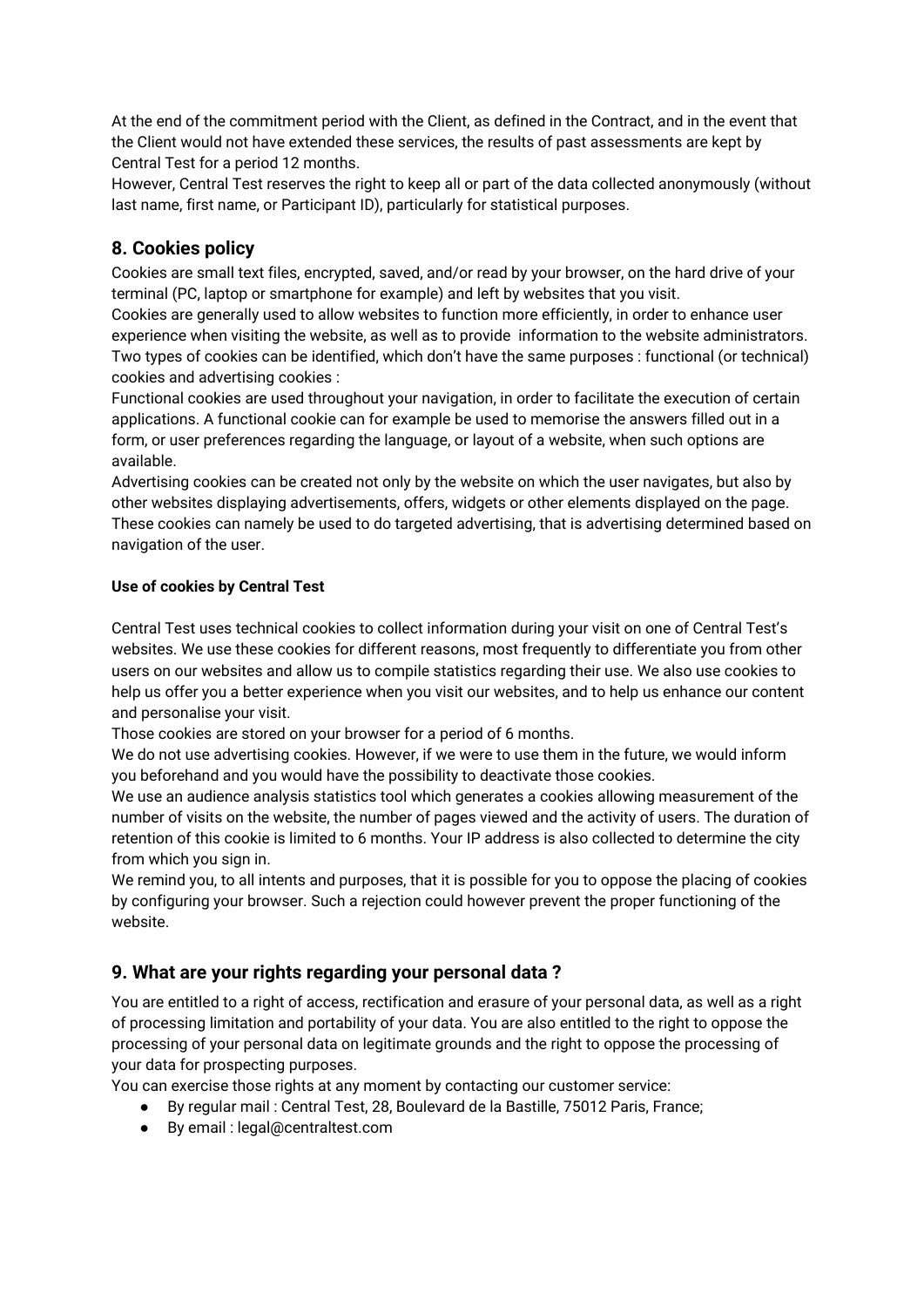At the end of the commitment period with the Client, as defined in the Contract, and in the event that the Client would not have extended these services, the results of past assessments are kept by Central Test for a period 12 months.

However, Central Test reserves the right to keep all or part of the data collected anonymously (without last name, first name, or Participant ID), particularly for statistical purposes.

## 8. Cookies policy

Cookies are small text files, encrypted, saved, and/or read by your browser, on the hard drive of your terminal (PC, laptop or smartphone for example) and left by websites that you visit.

Cookies are generally used to allow websites to function more efficiently, in order to enhance user experience when visiting the website, as well as to provide information to the website administrators.

Two types of cookies can be identified, which don't have the same purposes : functional (or technical) cookies and advertising cookies :

Functional cookies are used throughout your navigation, in order to facilitate the execution of certain applications. A functional cookie can for example be used to memorise the answers filled out in a form, or user preferences regarding the language, or layout of a website, when such options are available.

Advertising cookies can be created not only by the website on which the user navigates, but also by other websites displaying advertisements, offers, widgets or other elements displayed on the page. These cookies can namely be used to do targeted advertising, that is advertising determined based on navigation of the user.

#### Use of cookies by Central Test

Central Test uses technical cookies to collect information during your visit on one of Central Test's websites. We use these cookies for different reasons, most frequently to differentiate you from other users on our websites and allow us to compile statistics regarding their use. We also use cookies to help us offer you a better experience when you visit our websites, and to help us enhance our content and personalise your visit.

Those cookies are stored on your browser for a period of 6 months.

We do not use advertising cookies. However, if we were to use them in the future, we would inform you beforehand and you would have the possibility to deactivate those cookies.

We use an audience analysis statistics tool which generates a cookies allowing measurement of the number of visits on the website, the number of pages viewed and the activity of users. The duration of retention of this cookie is limited to 6 months. Your IP address is also collected to determine the city from which you sign in.

We remind you, to all intents and purposes, that it is possible for you to oppose the placing of cookies by configuring your browser. Such a rejection could however prevent the proper functioning of the website.

## 9. What are your rights regarding your personal data ?

You are entitled to a right of access, rectification and erasure of your personal data, as well as a right of processing limitation and portability of your data. You are also entitled to the right to oppose the processing of your personal data on legitimate grounds and the right to oppose the processing of your data for prospecting purposes.

You can exercise those rights at any moment by contacting our customer service:

- By regular mail : Central Test, 28, Boulevard de la Bastille, 75012 Paris, France;
- By email : legal@centraltest.com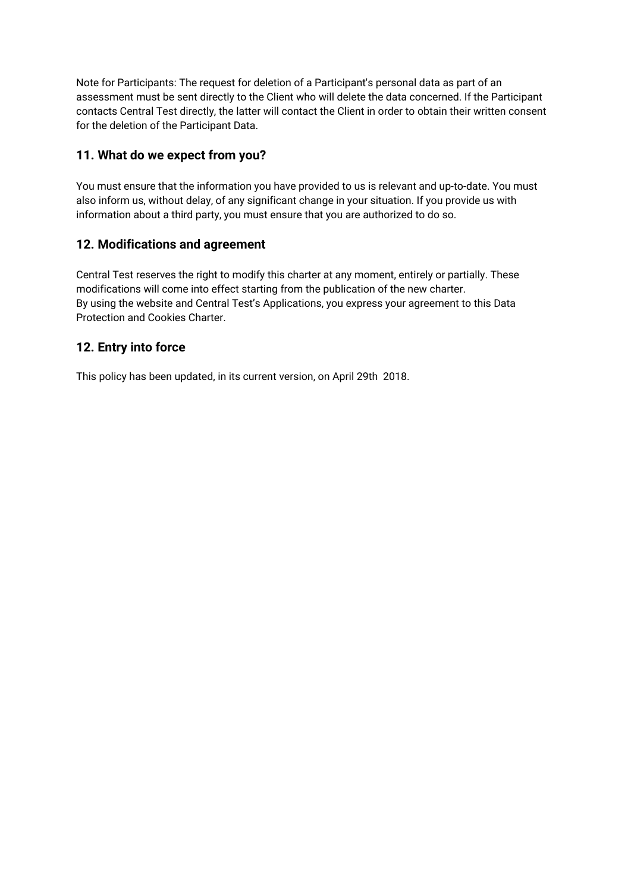Note for Participants: The request for deletion of a Participant's personal data as part of an assessment must be sent directly to the Client who will delete the data concerned. If the Participant contacts Central Test directly, the latter will contact the Client in order to obtain their written consent for the deletion of the Participant Data.

## 11. What do we expect from you?

You must ensure that the information you have provided to us is relevant and up-to-date. You must also inform us, without delay, of any significant change in your situation. If you provide us with information about a third party, you must ensure that you are authorized to do so.

## 12. Modifications and agreement

Central Test reserves the right to modify this charter at any moment, entirely or partially. These modifications will come into effect starting from the publication of the new charter.
By using the website and Central Test's Applications, you express your agreement to this Data Protection and Cookies Charter.

## 12. Entry into force

This policy has been updated, in its current version, on April 29th 2018.